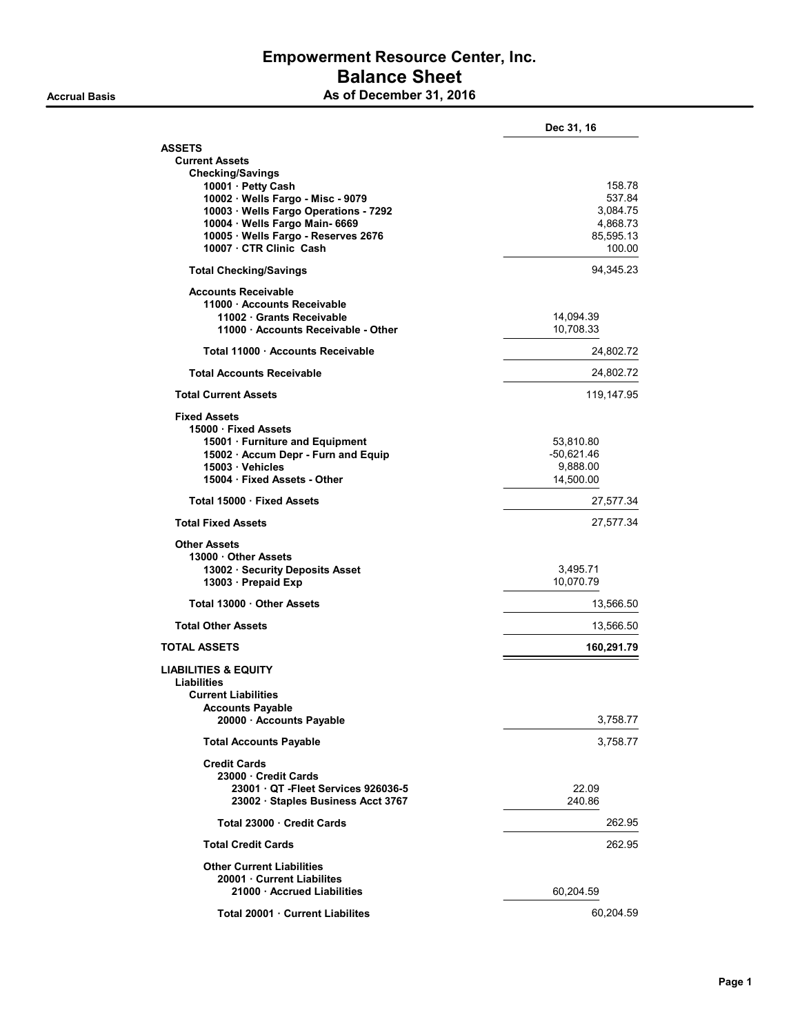# Empowerment Resource Center, Inc.
## Balance Sheet
### As of December 31, 2016

**Accrual Basis**

| | | Dec 31, 16 |
|---|---|---|
| **ASSETS** | | |
| **Current Assets** | | |
| **Checking/Savings** | | |
| 10001 · Petty Cash | | 158.78 |
| 10002 · Wells Fargo - Misc - 9079 | | 537.84 |
| 10003 · Wells Fargo Operations - 7292 | | 3,084.75 |
| 10004 · Wells Fargo Main- 6669 | | 4,868.73 |
| 10005 · Wells Fargo - Reserves 2676 | | 85,595.13 |
| 10007 · CTR Clinic Cash | | 100.00 |
| **Total Checking/Savings** | | 94,345.23 |
| **Accounts Receivable** | | |
| 11000 · Accounts Receivable | | |
| 11002 · Grants Receivable | 14,094.39 | |
| 11000 · Accounts Receivable - Other | 10,708.33 | |
| Total 11000 · Accounts Receivable | | 24,802.72 |
| **Total Accounts Receivable** | | 24,802.72 |
| **Total Current Assets** | | 119,147.95 |
| **Fixed Assets** | | |
| 15000 · Fixed Assets | | |
| 15001 · Furniture and Equipment | 53,810.80 | |
| 15002 · Accum Depr - Furn and Equip | -50,621.46 | |
| 15003 · Vehicles | 9,888.00 | |
| 15004 · Fixed Assets - Other | 14,500.00 | |
| Total 15000 · Fixed Assets | | 27,577.34 |
| **Total Fixed Assets** | | 27,577.34 |
| **Other Assets** | | |
| 13000 · Other Assets | | |
| 13002 · Security Deposits Asset | 3,495.71 | |
| 13003 · Prepaid Exp | 10,070.79 | |
| Total 13000 · Other Assets | | 13,566.50 |
| **Total Other Assets** | | 13,566.50 |
| **TOTAL ASSETS** | | **160,291.79** |
| **LIABILITIES & EQUITY** | | |
| **Liabilities** | | |
| **Current Liabilities** | | |
| **Accounts Payable** | | |
| 20000 · Accounts Payable | | 3,758.77 |
| **Total Accounts Payable** | | 3,758.77 |
| **Credit Cards** | | |
| 23000 · Credit Cards | | |
| 23001 · QT -Fleet Services 926036-5 | 22.09 | |
| 23002 · Staples Business Acct 3767 | 240.86 | |
| Total 23000 · Credit Cards | | 262.95 |
| **Total Credit Cards** | | 262.95 |
| **Other Current Liabilities** | | |
| 20001 · Current Liabilites | | |
| 21000 · Accrued Liabilities | 60,204.59 | |
| Total 20001 · Current Liabilites | | 60,204.59 |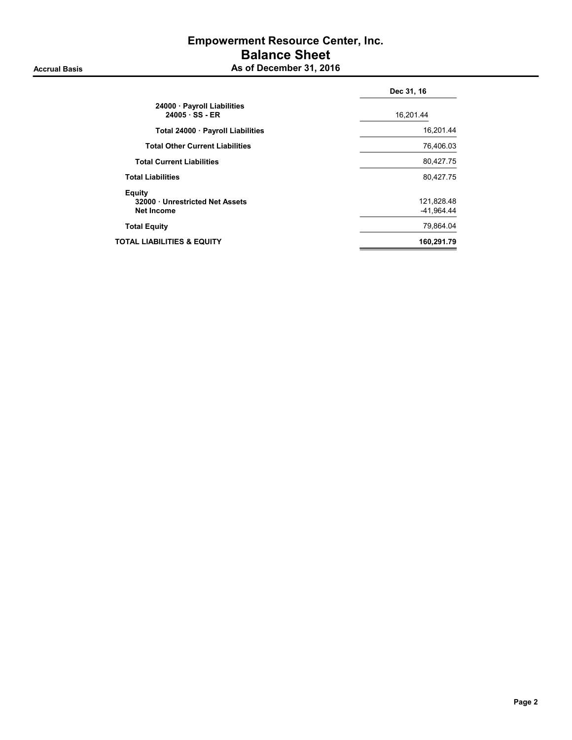# Empowerment Resource Center, Inc.
## Balance Sheet
### As of December 31, 2016

**Accrual Basis**

| | Dec 31, 16 |
|---|---|
| **24000 · Payroll Liabilities** | |
| **24005 · SS - ER** | 16,201.44 |
| **Total 24000 · Payroll Liabilities** | 16,201.44 |
| **Total Other Current Liabilities** | 76,406.03 |
| **Total Current Liabilities** | 80,427.75 |
| **Total Liabilities** | 80,427.75 |
| **Equity** | |
| **32000 · Unrestricted Net Assets** | 121,828.48 |
| **Net Income** | -41,964.44 |
| **Total Equity** | 79,864.04 |
| **TOTAL LIABILITIES & EQUITY** | **160,291.79** |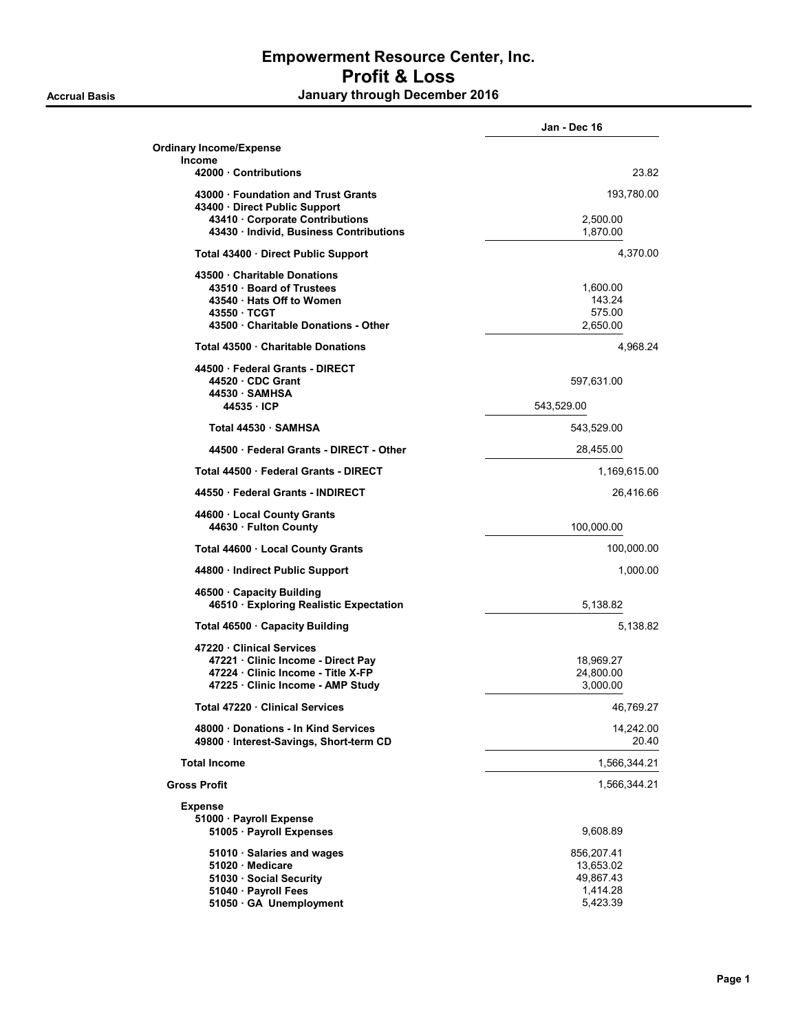# Empowerment Resource Center, Inc.
## Profit & Loss
**Accrual Basis** — **January through December 2016**

| | Jan - Dec 16 | |
|---|---|---|
| **Ordinary Income/Expense** | | |
| **Income** | | |
| **42000 · Contributions** | | 23.82 |
| **43000 · Foundation and Trust Grants** | | 193,780.00 |
| **43400 · Direct Public Support** | | |
| **43410 · Corporate Contributions** | 2,500.00 | |
| **43430 · Individ, Business Contributions** | 1,870.00 | |
| **Total 43400 · Direct Public Support** | | 4,370.00 |
| **43500 · Charitable Donations** | | |
| **43510 · Board of Trustees** | 1,600.00 | |
| **43540 · Hats Off to Women** | 143.24 | |
| **43550 · TCGT** | 575.00 | |
| **43500 · Charitable Donations - Other** | 2,650.00 | |
| **Total 43500 · Charitable Donations** | | 4,968.24 |
| **44500 · Federal Grants - DIRECT** | | |
| **44520 · CDC Grant** | 597,631.00 | |
| **44530 · SAMHSA** | | |
| **44535 · ICP** | 543,529.00 | |
| **Total 44530 · SAMHSA** | 543,529.00 | |
| **44500 · Federal Grants - DIRECT - Other** | 28,455.00 | |
| **Total 44500 · Federal Grants - DIRECT** | | 1,169,615.00 |
| **44550 · Federal Grants - INDIRECT** | | 26,416.66 |
| **44600 · Local County Grants** | | |
| **44630 · Fulton County** | 100,000.00 | |
| **Total 44600 · Local County Grants** | | 100,000.00 |
| **44800 · Indirect Public Support** | | 1,000.00 |
| **46500 · Capacity Building** | | |
| **46510 · Exploring Realistic Expectation** | 5,138.82 | |
| **Total 46500 · Capacity Building** | | 5,138.82 |
| **47220 · Clinical Services** | | |
| **47221 · Clinic Income - Direct Pay** | 18,969.27 | |
| **47224 · Clinic Income - Title X-FP** | 24,800.00 | |
| **47225 · Clinic Income - AMP Study** | 3,000.00 | |
| **Total 47220 · Clinical Services** | | 46,769.27 |
| **48000 · Donations - In Kind Services** | | 14,242.00 |
| **49800 · Interest-Savings, Short-term CD** | | 20.40 |
| **Total Income** | | 1,566,344.21 |
| **Gross Profit** | | 1,566,344.21 |
| **Expense** | | |
| **51000 · Payroll Expense** | | |
| **51005 · Payroll Expenses** | 9,608.89 | |
| **51010 · Salaries and wages** | 856,207.41 | |
| **51020 · Medicare** | 13,653.02 | |
| **51030 · Social Security** | 49,867.43 | |
| **51040 · Payroll Fees** | 1,414.28 | |
| **51050 · GA Unemployment** | 5,423.39 | |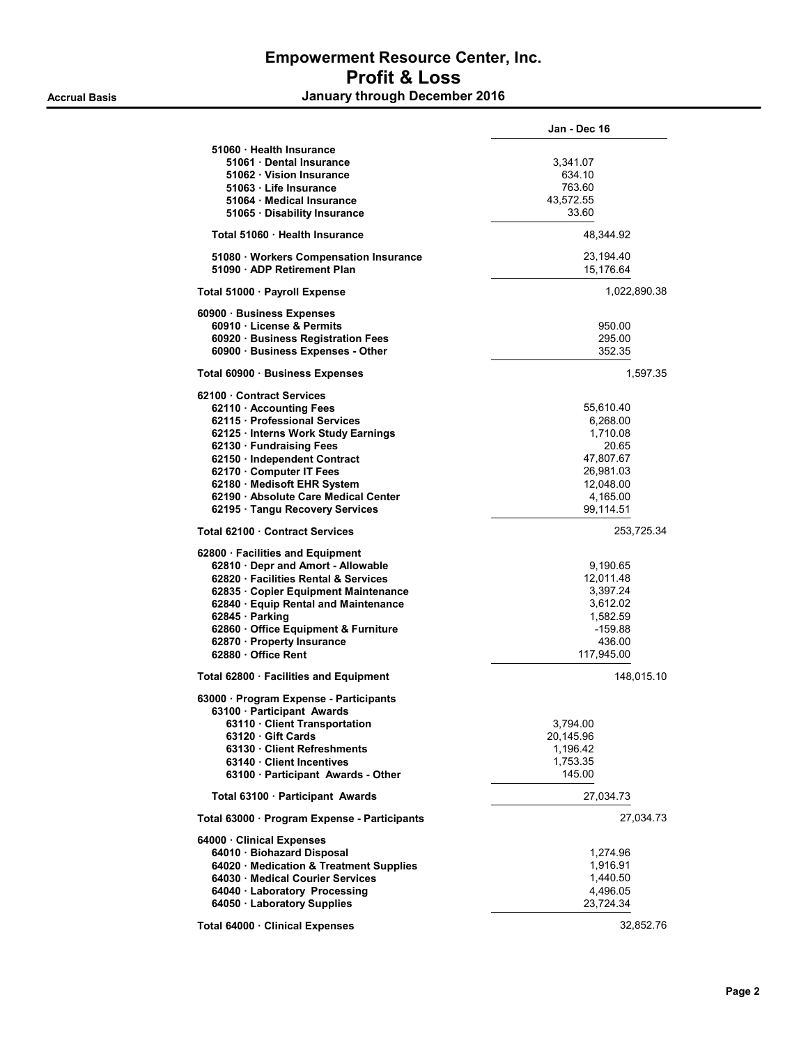# Empowerment Resource Center, Inc.

## Profit & Loss

**Accrual Basis** — **January through December 2016**

| | | Jan - Dec 16 | |
|---|---|---|---|
| 51060 · Health Insurance | | | |
| 51061 · Dental Insurance | 3,341.07 | | |
| 51062 · Vision Insurance | 634.10 | | |
| 51063 · Life Insurance | 763.60 | | |
| 51064 · Medical Insurance | 43,572.55 | | |
| 51065 · Disability Insurance | 33.60 | | |
| Total 51060 · Health Insurance | | 48,344.92 | |
| 51080 · Workers Compensation Insurance | | 23,194.40 | |
| 51090 · ADP Retirement Plan | | 15,176.64 | |
| Total 51000 · Payroll Expense | | | 1,022,890.38 |
| 60900 · Business Expenses | | | |
| 60910 · License & Permits | | 950.00 | |
| 60920 · Business Registration Fees | | 295.00 | |
| 60900 · Business Expenses - Other | | 352.35 | |
| Total 60900 · Business Expenses | | | 1,597.35 |
| 62100 · Contract Services | | | |
| 62110 · Accounting Fees | | 55,610.40 | |
| 62115 · Professional Services | | 6,268.00 | |
| 62125 · Interns Work Study Earnings | | 1,710.08 | |
| 62130 · Fundraising Fees | | 20.65 | |
| 62150 · Independent Contract | | 47,807.67 | |
| 62170 · Computer IT Fees | | 26,981.03 | |
| 62180 · Medisoft EHR System | | 12,048.00 | |
| 62190 · Absolute Care Medical Center | | 4,165.00 | |
| 62195 · Tangu Recovery Services | | 99,114.51 | |
| Total 62100 · Contract Services | | | 253,725.34 |
| 62800 · Facilities and Equipment | | | |
| 62810 · Depr and Amort - Allowable | | 9,190.65 | |
| 62820 · Facilities Rental & Services | | 12,011.48 | |
| 62835 · Copier Equipment Maintenance | | 3,397.24 | |
| 62840 · Equip Rental and Maintenance | | 3,612.02 | |
| 62845 · Parking | | 1,582.59 | |
| 62860 · Office Equipment & Furniture | | -159.88 | |
| 62870 · Property Insurance | | 436.00 | |
| 62880 · Office Rent | | 117,945.00 | |
| Total 62800 · Facilities and Equipment | | | 148,015.10 |
| 63000 · Program Expense - Participants | | | |
| 63100 · Participant Awards | | | |
| 63110 · Client Transportation | 3,794.00 | | |
| 63120 · Gift Cards | 20,145.96 | | |
| 63130 · Client Refreshments | 1,196.42 | | |
| 63140 · Client Incentives | 1,753.35 | | |
| 63100 · Participant Awards - Other | 145.00 | | |
| Total 63100 · Participant Awards | | 27,034.73 | |
| Total 63000 · Program Expense - Participants | | | 27,034.73 |
| 64000 · Clinical Expenses | | | |
| 64010 · Biohazard Disposal | | 1,274.96 | |
| 64020 · Medication & Treatment Supplies | | 1,916.91 | |
| 64030 · Medical Courier Services | | 1,440.50 | |
| 64040 · Laboratory Processing | | 4,496.05 | |
| 64050 · Laboratory Supplies | | 23,724.34 | |
| Total 64000 · Clinical Expenses | | | 32,852.76 |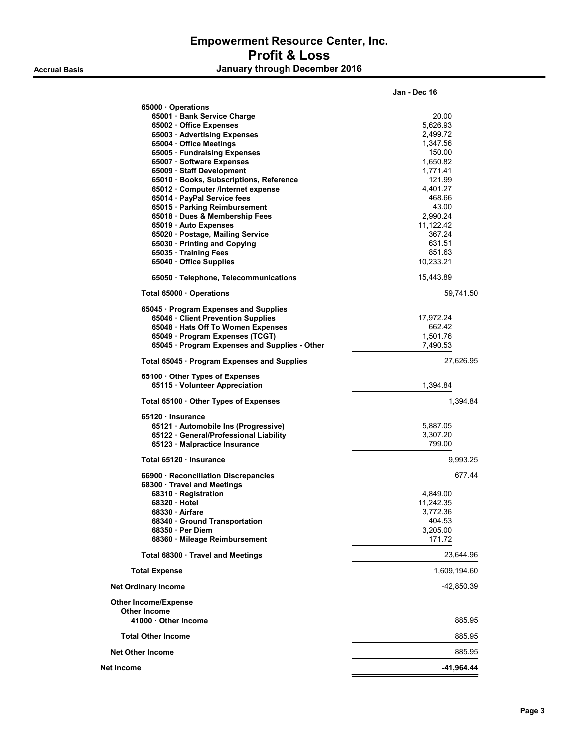# Empowerment Resource Center, Inc.
# Profit & Loss

**Accrual Basis** — **January through December 2016**

| | Jan - Dec 16 | |
|---|---|---|
| **65000 · Operations** | | |
| **65001 · Bank Service Charge** | 20.00 | |
| **65002 · Office Expenses** | 5,626.93 | |
| **65003 · Advertising Expenses** | 2,499.72 | |
| **65004 · Office Meetings** | 1,347.56 | |
| **65005 · Fundraising Expenses** | 150.00 | |
| **65007 · Software Expenses** | 1,650.82 | |
| **65009 · Staff Development** | 1,771.41 | |
| **65010 · Books, Subscriptions, Reference** | 121.99 | |
| **65012 · Computer /Internet expense** | 4,401.27 | |
| **65014 · PayPal Service fees** | 468.66 | |
| **65015 · Parking Reimbursement** | 43.00 | |
| **65018 · Dues & Membership Fees** | 2,990.24 | |
| **65019 · Auto Expenses** | 11,122.42 | |
| **65020 · Postage, Mailing Service** | 367.24 | |
| **65030 · Printing and Copying** | 631.51 | |
| **65035 · Training Fees** | 851.63 | |
| **65040 · Office Supplies** | 10,233.21 | |
| **65050 · Telephone, Telecommunications** | 15,443.89 | |
| **Total 65000 · Operations** | | 59,741.50 |
| **65045 · Program Expenses and Supplies** | | |
| **65046 · Client Prevention Supplies** | 17,972.24 | |
| **65048 · Hats Off To Women Expenses** | 662.42 | |
| **65049 · Program Expenses (TCGT)** | 1,501.76 | |
| **65045 · Program Expenses and Supplies - Other** | 7,490.53 | |
| **Total 65045 · Program Expenses and Supplies** | | 27,626.95 |
| **65100 · Other Types of Expenses** | | |
| **65115 · Volunteer Appreciation** | 1,394.84 | |
| **Total 65100 · Other Types of Expenses** | | 1,394.84 |
| **65120 · Insurance** | | |
| **65121 · Automobile Ins (Progressive)** | 5,887.05 | |
| **65122 · General/Professional Liability** | 3,307.20 | |
| **65123 · Malpractice Insurance** | 799.00 | |
| **Total 65120 · Insurance** | | 9,993.25 |
| **66900 · Reconciliation Discrepancies** | | 677.44 |
| **68300 · Travel and Meetings** | | |
| **68310 · Registration** | 4,849.00 | |
| **68320 · Hotel** | 11,242.35 | |
| **68330 · Airfare** | 3,772.36 | |
| **68340 · Ground Transportation** | 404.53 | |
| **68350 · Per Diem** | 3,205.00 | |
| **68360 · Mileage Reimbursement** | 171.72 | |
| **Total 68300 · Travel and Meetings** | | 23,644.96 |
| **Total Expense** | | 1,609,194.60 |
| **Net Ordinary Income** | | -42,850.39 |
| **Other Income/Expense** | | |
| **Other Income** | | |
| **41000 · Other Income** | | 885.95 |
| **Total Other Income** | | 885.95 |
| **Net Other Income** | | 885.95 |
| **Net Income** | | **-41,964.44** |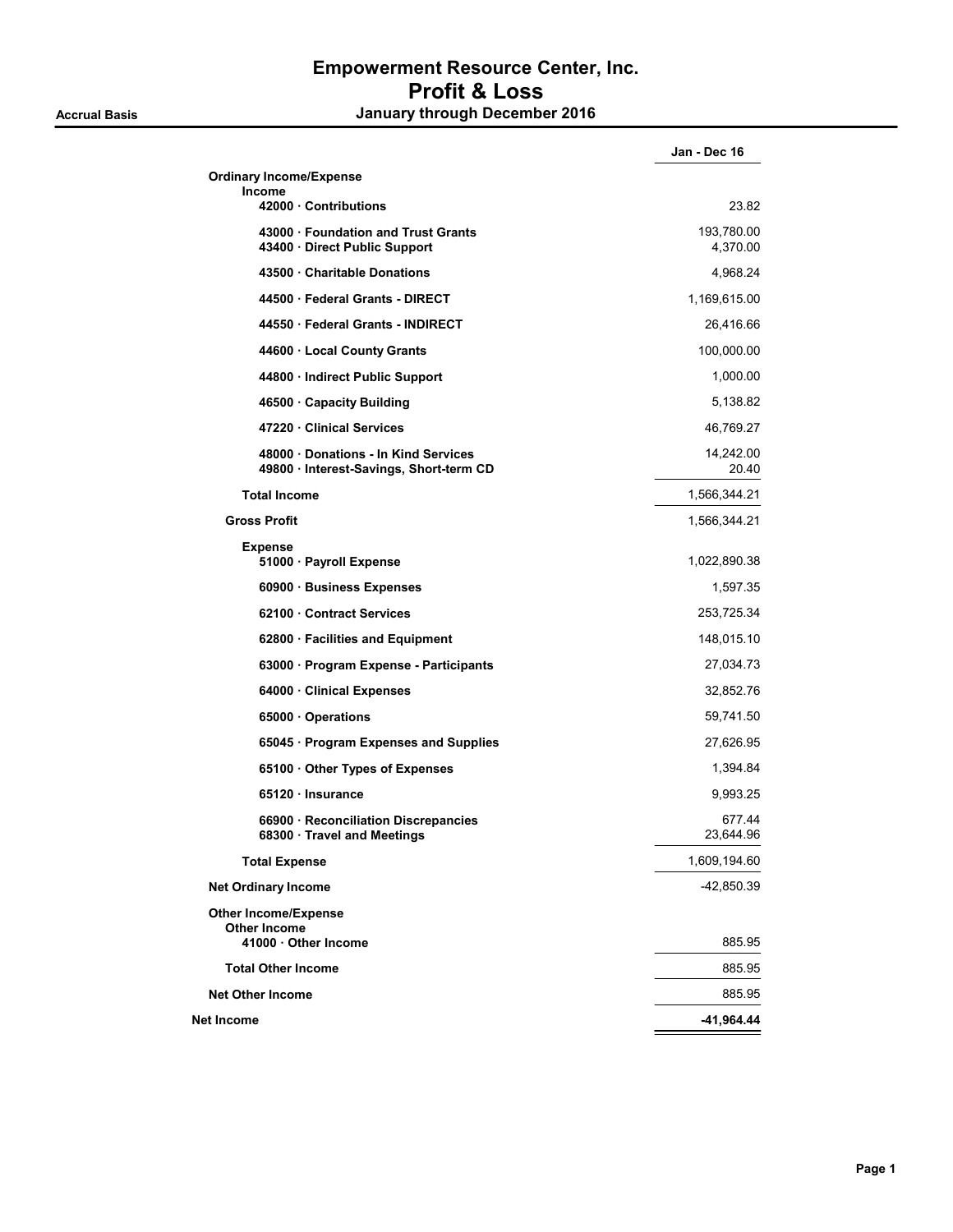# Empowerment Resource Center, Inc.
## Profit & Loss
### January through December 2016

**Accrual Basis**

| | Jan - Dec 16 |
|---|---|
| **Ordinary Income/Expense** | |
| **Income** | |
| **42000 · Contributions** | 23.82 |
| **43000 · Foundation and Trust Grants** | 193,780.00 |
| **43400 · Direct Public Support** | 4,370.00 |
| **43500 · Charitable Donations** | 4,968.24 |
| **44500 · Federal Grants - DIRECT** | 1,169,615.00 |
| **44550 · Federal Grants - INDIRECT** | 26,416.66 |
| **44600 · Local County Grants** | 100,000.00 |
| **44800 · Indirect Public Support** | 1,000.00 |
| **46500 · Capacity Building** | 5,138.82 |
| **47220 · Clinical Services** | 46,769.27 |
| **48000 · Donations - In Kind Services** | 14,242.00 |
| **49800 · Interest-Savings, Short-term CD** | 20.40 |
| **Total Income** | 1,566,344.21 |
| **Gross Profit** | 1,566,344.21 |
| **Expense** | |
| **51000 · Payroll Expense** | 1,022,890.38 |
| **60900 · Business Expenses** | 1,597.35 |
| **62100 · Contract Services** | 253,725.34 |
| **62800 · Facilities and Equipment** | 148,015.10 |
| **63000 · Program Expense - Participants** | 27,034.73 |
| **64000 · Clinical Expenses** | 32,852.76 |
| **65000 · Operations** | 59,741.50 |
| **65045 · Program Expenses and Supplies** | 27,626.95 |
| **65100 · Other Types of Expenses** | 1,394.84 |
| **65120 · Insurance** | 9,993.25 |
| **66900 · Reconciliation Discrepancies** | 677.44 |
| **68300 · Travel and Meetings** | 23,644.96 |
| **Total Expense** | 1,609,194.60 |
| **Net Ordinary Income** | -42,850.39 |
| **Other Income/Expense** | |
| **Other Income** | |
| **41000 · Other Income** | 885.95 |
| **Total Other Income** | 885.95 |
| **Net Other Income** | 885.95 |
| **Net Income** | **-41,964.44** |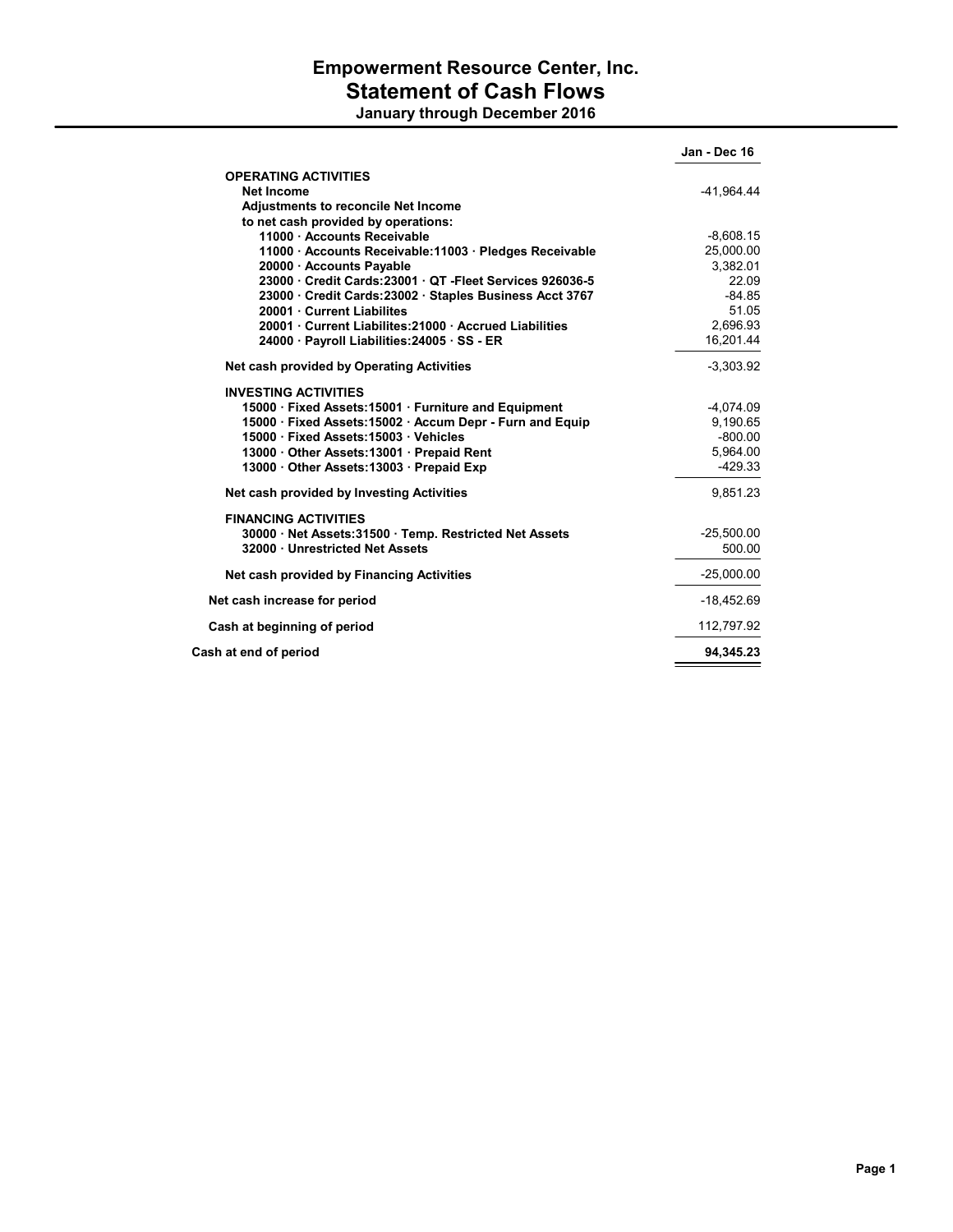# Empowerment Resource Center, Inc.
## Statement of Cash Flows
### January through December 2016

| | Jan - Dec 16 |
|---|---|
| **OPERATING ACTIVITIES** | |
| **Net Income** | -41,964.44 |
| **Adjustments to reconcile Net Income to net cash provided by operations:** | |
| **11000 · Accounts Receivable** | -8,608.15 |
| **11000 · Accounts Receivable:11003 · Pledges Receivable** | 25,000.00 |
| **20000 · Accounts Payable** | 3,382.01 |
| **23000 · Credit Cards:23001 · QT -Fleet Services 926036-5** | 22.09 |
| **23000 · Credit Cards:23002 · Staples Business Acct 3767** | -84.85 |
| **20001 · Current Liabilites** | 51.05 |
| **20001 · Current Liabilites:21000 · Accrued Liabilities** | 2,696.93 |
| **24000 · Payroll Liabilities:24005 · SS - ER** | 16,201.44 |
| **Net cash provided by Operating Activities** | -3,303.92 |
| **INVESTING ACTIVITIES** | |
| **15000 · Fixed Assets:15001 · Furniture and Equipment** | -4,074.09 |
| **15000 · Fixed Assets:15002 · Accum Depr - Furn and Equip** | 9,190.65 |
| **15000 · Fixed Assets:15003 · Vehicles** | -800.00 |
| **13000 · Other Assets:13001 · Prepaid Rent** | 5,964.00 |
| **13000 · Other Assets:13003 · Prepaid Exp** | -429.33 |
| **Net cash provided by Investing Activities** | 9,851.23 |
| **FINANCING ACTIVITIES** | |
| **30000 · Net Assets:31500 · Temp. Restricted Net Assets** | -25,500.00 |
| **32000 · Unrestricted Net Assets** | 500.00 |
| **Net cash provided by Financing Activities** | -25,000.00 |
| **Net cash increase for period** | -18,452.69 |
| **Cash at beginning of period** | 112,797.92 |
| **Cash at end of period** | **94,345.23** |